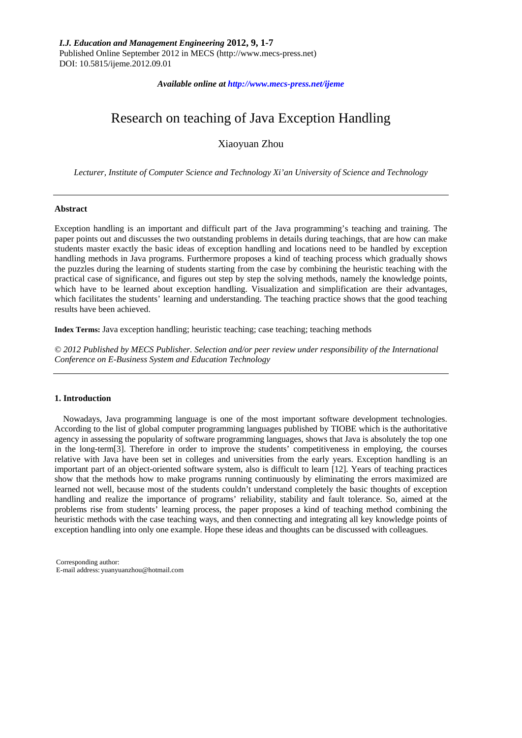*I.J. Education and Management Engineering* **2012, 9, 1-7**
Published Online September 2012 in MECS (http://www.mecs-press.net)
DOI: 10.5815/ijeme.2012.09.01

***Available online at http://www.mecs-press.net/ijeme***

# Research on teaching of Java Exception Handling

Xiaoyuan Zhou

*Lecturer, Institute of Computer Science and Technology Xi'an University of Science and Technology*

---

**Abstract**

Exception handling is an important and difficult part of the Java programming's teaching and training. The paper points out and discusses the two outstanding problems in details during teachings, that are how can make students master exactly the basic ideas of exception handling and locations need to be handled by exception handling methods in Java programs. Furthermore proposes a kind of teaching process which gradually shows the puzzles during the learning of students starting from the case by combining the heuristic teaching with the practical case of significance, and figures out step by step the solving methods, namely the knowledge points, which have to be learned about exception handling. Visualization and simplification are their advantages, which facilitates the students' learning and understanding. The teaching practice shows that the good teaching results have been achieved.

**Index Terms:** Java exception handling; heuristic teaching; case teaching; teaching methods

*© 2012 Published by MECS Publisher. Selection and/or peer review under responsibility of the International Conference on E-Business System and Education Technology*

---

## 1. Introduction

Nowadays, Java programming language is one of the most important software development technologies. According to the list of global computer programming languages published by TIOBE which is the authoritative agency in assessing the popularity of software programming languages, shows that Java is absolutely the top one in the long-term[3]. Therefore in order to improve the students' competitiveness in employing, the courses relative with Java have been set in colleges and universities from the early years. Exception handling is an important part of an object-oriented software system, also is difficult to learn [12]. Years of teaching practices show that the methods how to make programs running continuously by eliminating the errors maximized are learned not well, because most of the students couldn't understand completely the basic thoughts of exception handling and realize the importance of programs' reliability, stability and fault tolerance. So, aimed at the problems rise from students' learning process, the paper proposes a kind of teaching method combining the heuristic methods with the case teaching ways, and then connecting and integrating all key knowledge points of exception handling into only one example. Hope these ideas and thoughts can be discussed with colleagues.

Corresponding author:
E-mail address: yuanyuanzhou@hotmail.com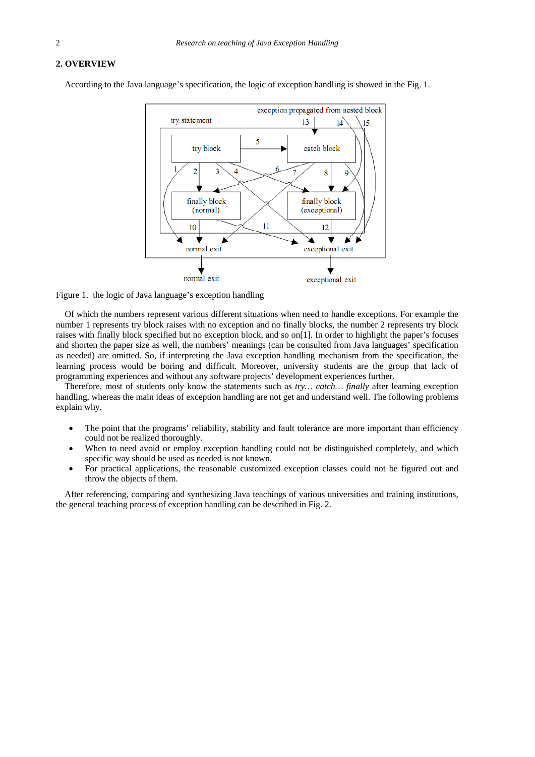## 2. OVERVIEW

According to the Java language's specification, the logic of exception handling is showed in the Fig. 1.

Figure 1. the logic of Java language's exception handling

Of which the numbers represent various different situations when need to handle exceptions. For example the number 1 represents try block raises with no exception and no finally blocks, the number 2 represents try block raises with finally block specified but no exception block, and so on[1]. In order to highlight the paper's focuses and shorten the paper size as well, the numbers' meanings (can be consulted from Java languages' specification as needed) are omitted. So, if interpreting the Java exception handling mechanism from the specification, the learning process would be boring and difficult. Moreover, university students are the group that lack of programming experiences and without any software projects' development experiences further.

Therefore, most of students only know the statements such as *try… catch… finally* after learning exception handling, whereas the main ideas of exception handling are not get and understand well. The following problems explain why.

- The point that the programs' reliability, stability and fault tolerance are more important than efficiency could not be realized thoroughly.
- When to need avoid or employ exception handling could not be distinguished completely, and which specific way should be used as needed is not known.
- For practical applications, the reasonable customized exception classes could not be figured out and throw the objects of them.

After referencing, comparing and synthesizing Java teachings of various universities and training institutions, the general teaching process of exception handling can be described in Fig. 2.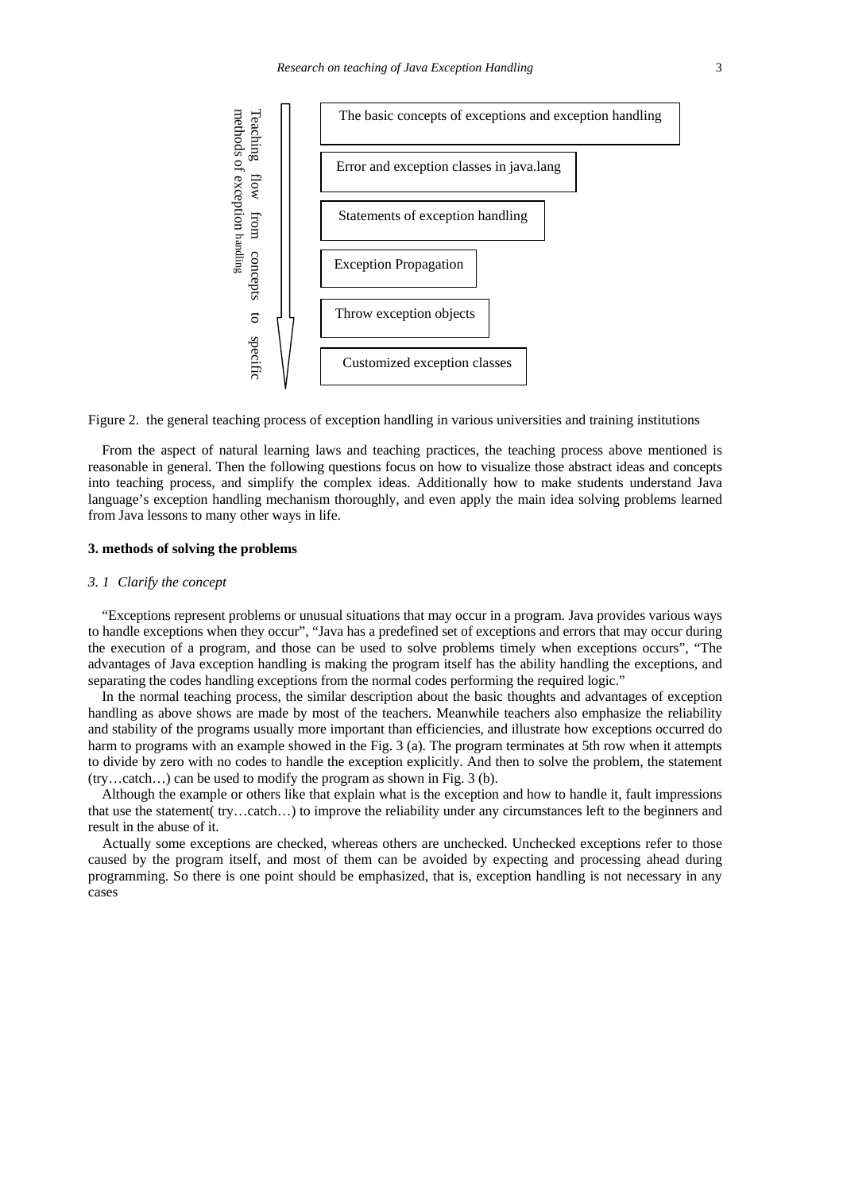Teaching flow from concepts to specific methods of exception handling

- The basic concepts of exceptions and exception handling
- Error and exception classes in java.lang
- Statements of exception handling
- Exception Propagation
- Throw exception objects
- Customized exception classes

Figure 2. the general teaching process of exception handling in various universities and training institutions

From the aspect of natural learning laws and teaching practices, the teaching process above mentioned is reasonable in general. Then the following questions focus on how to visualize those abstract ideas and concepts into teaching process, and simplify the complex ideas. Additionally how to make students understand Java language's exception handling mechanism thoroughly, and even apply the main idea solving problems learned from Java lessons to many other ways in life.

### 3. methods of solving the problems

#### *3. 1 Clarify the concept*

"Exceptions represent problems or unusual situations that may occur in a program. Java provides various ways to handle exceptions when they occur", "Java has a predefined set of exceptions and errors that may occur during the execution of a program, and those can be used to solve problems timely when exceptions occurs", "The advantages of Java exception handling is making the program itself has the ability handling the exceptions, and separating the codes handling exceptions from the normal codes performing the required logic."

In the normal teaching process, the similar description about the basic thoughts and advantages of exception handling as above shows are made by most of the teachers. Meanwhile teachers also emphasize the reliability and stability of the programs usually more important than efficiencies, and illustrate how exceptions occurred do harm to programs with an example showed in the Fig. 3 (a). The program terminates at 5th row when it attempts to divide by zero with no codes to handle the exception explicitly. And then to solve the problem, the statement (try…catch…) can be used to modify the program as shown in Fig. 3 (b).

Although the example or others like that explain what is the exception and how to handle it, fault impressions that use the statement( try…catch…) to improve the reliability under any circumstances left to the beginners and result in the abuse of it.

Actually some exceptions are checked, whereas others are unchecked. Unchecked exceptions refer to those caused by the program itself, and most of them can be avoided by expecting and processing ahead during programming. So there is one point should be emphasized, that is, exception handling is not necessary in any cases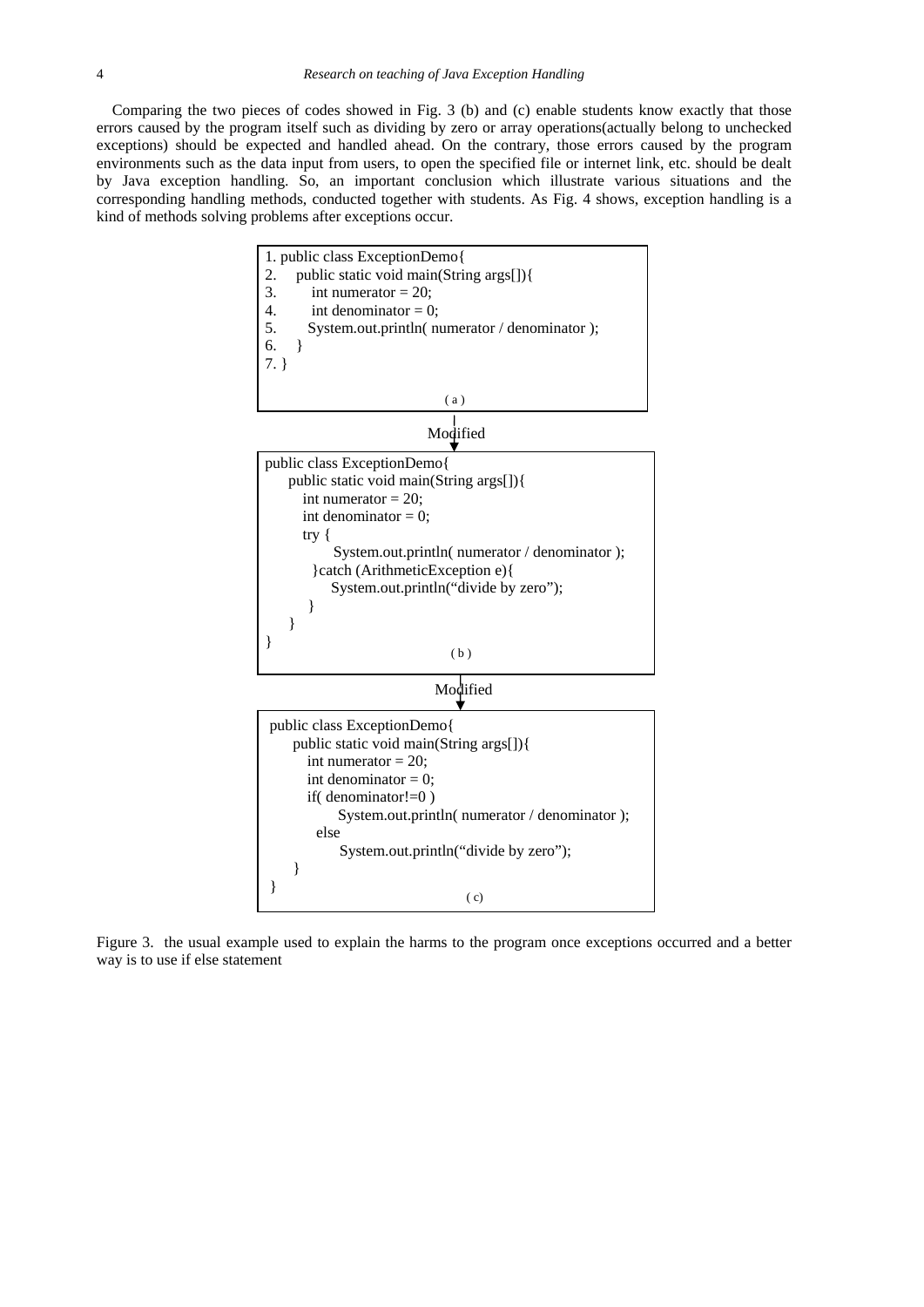Comparing the two pieces of codes showed in Fig. 3 (b) and (c) enable students know exactly that those errors caused by the program itself such as dividing by zero or array operations(actually belong to unchecked exceptions) should be expected and handled ahead. On the contrary, those errors caused by the program environments such as the data input from users, to open the specified file or internet link, etc. should be dealt by Java exception handling. So, an important conclusion which illustrate various situations and the corresponding handling methods, conducted together with students. As Fig. 4 shows, exception handling is a kind of methods solving problems after exceptions occur.

```
1. public class ExceptionDemo{
2.     public static void main(String args[]){
3.         int numerator = 20;
4.         int denominator = 0;
5.         System.out.println( numerator / denominator );
6.     }
7. }
```

( a )

Modified

```
public class ExceptionDemo{
    public static void main(String args[]){
        int numerator = 20;
        int denominator = 0;
        try {
            System.out.println( numerator / denominator );
        }catch (ArithmeticException e){
            System.out.println("divide by zero");
        }
    }
}
```

( b )

Modified

```
public class ExceptionDemo{
    public static void main(String args[]){
        int numerator = 20;
        int denominator = 0;
        if( denominator!=0 )
            System.out.println( numerator / denominator );
        else
            System.out.println("divide by zero");
    }
}
```

( c)

Figure 3. the usual example used to explain the harms to the program once exceptions occurred and a better way is to use if else statement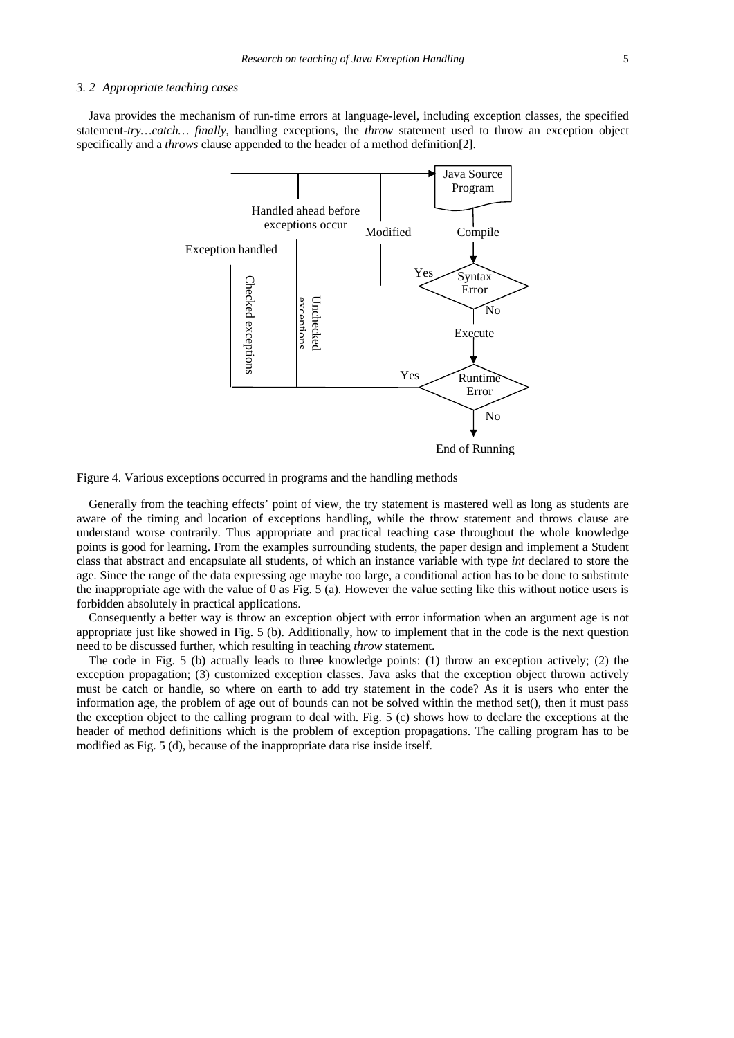### 3. 2 *Appropriate teaching cases*

Java provides the mechanism of run-time errors at language-level, including exception classes, the specified statement-*try…catch… finally*, handling exceptions, the *throw* statement used to throw an exception object specifically and a *throws* clause appended to the header of a method definition[2].

Figure 4. Various exceptions occurred in programs and the handling methods

Generally from the teaching effects' point of view, the try statement is mastered well as long as students are aware of the timing and location of exceptions handling, while the throw statement and throws clause are understand worse contrarily. Thus appropriate and practical teaching case throughout the whole knowledge points is good for learning. From the examples surrounding students, the paper design and implement a Student class that abstract and encapsulate all students, of which an instance variable with type *int* declared to store the age. Since the range of the data expressing age maybe too large, a conditional action has to be done to substitute the inappropriate age with the value of 0 as Fig. 5 (a). However the value setting like this without notice users is forbidden absolutely in practical applications.

Consequently a better way is throw an exception object with error information when an argument age is not appropriate just like showed in Fig. 5 (b). Additionally, how to implement that in the code is the next question need to be discussed further, which resulting in teaching *throw* statement.

The code in Fig. 5 (b) actually leads to three knowledge points: (1) throw an exception actively; (2) the exception propagation; (3) customized exception classes. Java asks that the exception object thrown actively must be catch or handle, so where on earth to add try statement in the code? As it is users who enter the information age, the problem of age out of bounds can not be solved within the method set(), then it must pass the exception object to the calling program to deal with. Fig. 5 (c) shows how to declare the exceptions at the header of method definitions which is the problem of exception propagations. The calling program has to be modified as Fig. 5 (d), because of the inappropriate data rise inside itself.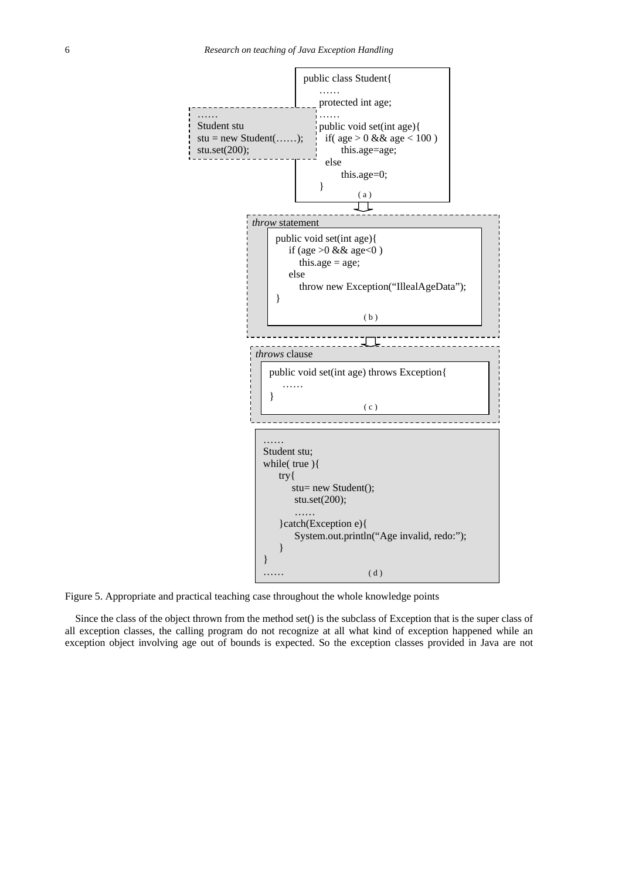```
public class Student{
    ……
    protected int age;
    ……
    public void set(int age){
      if( age > 0 && age < 100 )
          this.age=age;
      else
          this.age=0;
    }
}
                    ( a )
```

```
……
Student stu
stu = new Student(……);
stu.set(200);
```

*throw* statement

```
public void set(int age){
    if (age >0 && age<0 )
        this.age = age;
    else
        throw new Exception("IllealAgeData");
}
                    ( b )
```

*throws* clause

```
public void set(int age) throws Exception{
    ……
}
                    ( c )
```

```
……
Student stu;
while( true ){
    try{
        stu= new Student();
        stu.set(200);
        ……
    }catch(Exception e){
        System.out.println("Age invalid, redo:");
    }
}
……                    ( d )
```

Figure 5. Appropriate and practical teaching case throughout the whole knowledge points

Since the class of the object thrown from the method set() is the subclass of Exception that is the super class of all exception classes, the calling program do not recognize at all what kind of exception happened while an exception object involving age out of bounds is expected. So the exception classes provided in Java are not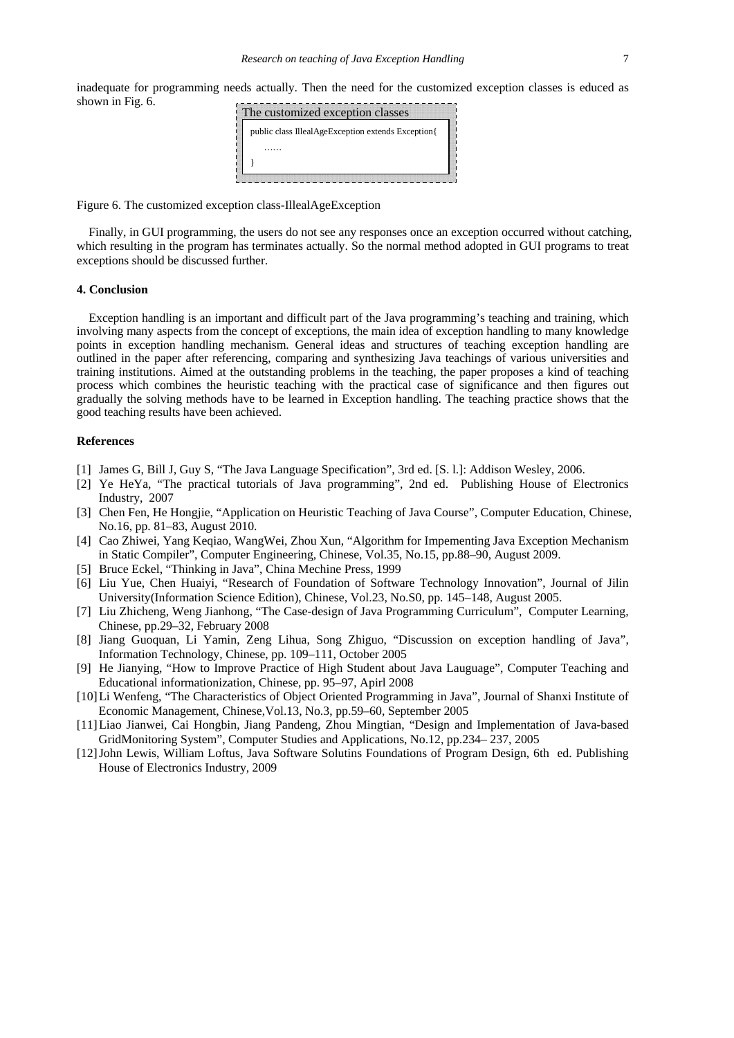inadequate for programming needs actually. Then the need for the customized exception classes is educed as shown in Fig. 6.

The customized exception classes

```
public class IllealAgeException extends Exception{
    ……
}
```

Figure 6. The customized exception class-IllealAgeException

Finally, in GUI programming, the users do not see any responses once an exception occurred without catching, which resulting in the program has terminates actually. So the normal method adopted in GUI programs to treat exceptions should be discussed further.

### 4. Conclusion

Exception handling is an important and difficult part of the Java programming's teaching and training, which involving many aspects from the concept of exceptions, the main idea of exception handling to many knowledge points in exception handling mechanism. General ideas and structures of teaching exception handling are outlined in the paper after referencing, comparing and synthesizing Java teachings of various universities and training institutions. Aimed at the outstanding problems in the teaching, the paper proposes a kind of teaching process which combines the heuristic teaching with the practical case of significance and then figures out gradually the solving methods have to be learned in Exception handling. The teaching practice shows that the good teaching results have been achieved.

### References

[1] James G, Bill J, Guy S, "The Java Language Specification", 3rd ed. [S. l.]: Addison Wesley, 2006.

[2] Ye HeYa, "The practical tutorials of Java programming", 2nd ed. Publishing House of Electronics Industry, 2007

[3] Chen Fen, He Hongjie, "Application on Heuristic Teaching of Java Course", Computer Education, Chinese, No.16, pp. 81–83, August 2010.

[4] Cao Zhiwei, Yang Keqiao, WangWei, Zhou Xun, "Algorithm for Impementing Java Exception Mechanism in Static Compiler", Computer Engineering, Chinese, Vol.35, No.15, pp.88–90, August 2009.

[5] Bruce Eckel, "Thinking in Java", China Mechine Press, 1999

[6] Liu Yue, Chen Huaiyi, "Research of Foundation of Software Technology Innovation", Journal of Jilin University(Information Science Edition), Chinese, Vol.23, No.S0, pp. 145–148, August 2005.

[7] Liu Zhicheng, Weng Jianhong, "The Case-design of Java Programming Curriculum", Computer Learning, Chinese, pp.29–32, February 2008

[8] Jiang Guoquan, Li Yamin, Zeng Lihua, Song Zhiguo, "Discussion on exception handling of Java", Information Technology, Chinese, pp. 109–111, October 2005

[9] He Jianying, "How to Improve Practice of High Student about Java Lauguage", Computer Teaching and Educational informationization, Chinese, pp. 95–97, Apirl 2008

[10] Li Wenfeng, "The Characteristics of Object Oriented Programming in Java", Journal of Shanxi Institute of Economic Management, Chinese,Vol.13, No.3, pp.59–60, September 2005

[11] Liao Jianwei, Cai Hongbin, Jiang Pandeng, Zhou Mingtian, "Design and Implementation of Java-based GridMonitoring System", Computer Studies and Applications, No.12, pp.234– 237, 2005

[12] John Lewis, William Loftus, Java Software Solutins Foundations of Program Design, 6th ed. Publishing House of Electronics Industry, 2009